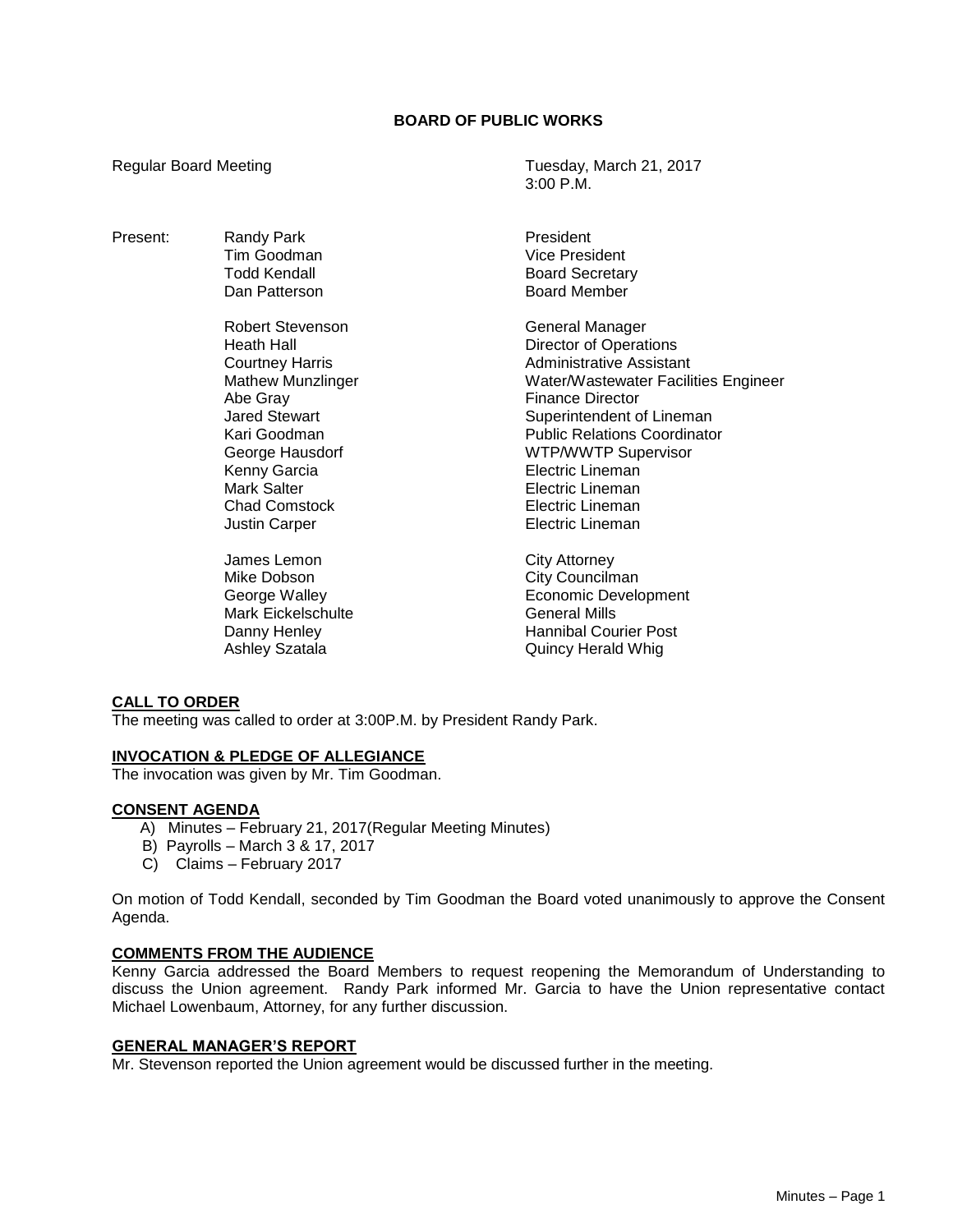# BOARD OF PUBLIC WORKS

Regular Board Meeting — Tuesday, March 21, 2017, 3:00 P.M.

| Present: | | |
|---|---|---|
| | Randy Park | President |
| | Tim Goodman | Vice President |
| | Todd Kendall | Board Secretary |
| | Dan Patterson | Board Member |
| | | |
| | Robert Stevenson | General Manager |
| | Heath Hall | Director of Operations |
| | Courtney Harris | Administrative Assistant |
| | Mathew Munzlinger | Water/Wastewater Facilities Engineer |
| | Abe Gray | Finance Director |
| | Jared Stewart | Superintendent of Lineman |
| | Kari Goodman | Public Relations Coordinator |
| | George Hausdorf | WTP/WWTP Supervisor |
| | Kenny Garcia | Electric Lineman |
| | Mark Salter | Electric Lineman |
| | Chad Comstock | Electric Lineman |
| | Justin Carper | Electric Lineman |
| | | |
| | James Lemon | City Attorney |
| | Mike Dobson | City Councilman |
| | George Walley | Economic Development |
| | Mark Eickelschulte | General Mills |
| | Danny Henley | Hannibal Courier Post |
| | Ashley Szatala | Quincy Herald Whig |

## CALL TO ORDER

The meeting was called to order at 3:00P.M. by President Randy Park.

## INVOCATION & PLEDGE OF ALLEGIANCE

The invocation was given by Mr. Tim Goodman.

## CONSENT AGENDA

A) Minutes – February 21, 2017(Regular Meeting Minutes)
B) Payrolls – March 3 & 17, 2017
C) Claims – February 2017

On motion of Todd Kendall, seconded by Tim Goodman the Board voted unanimously to approve the Consent Agenda.

## COMMENTS FROM THE AUDIENCE

Kenny Garcia addressed the Board Members to request reopening the Memorandum of Understanding to discuss the Union agreement. Randy Park informed Mr. Garcia to have the Union representative contact Michael Lowenbaum, Attorney, for any further discussion.

## GENERAL MANAGER'S REPORT

Mr. Stevenson reported the Union agreement would be discussed further in the meeting.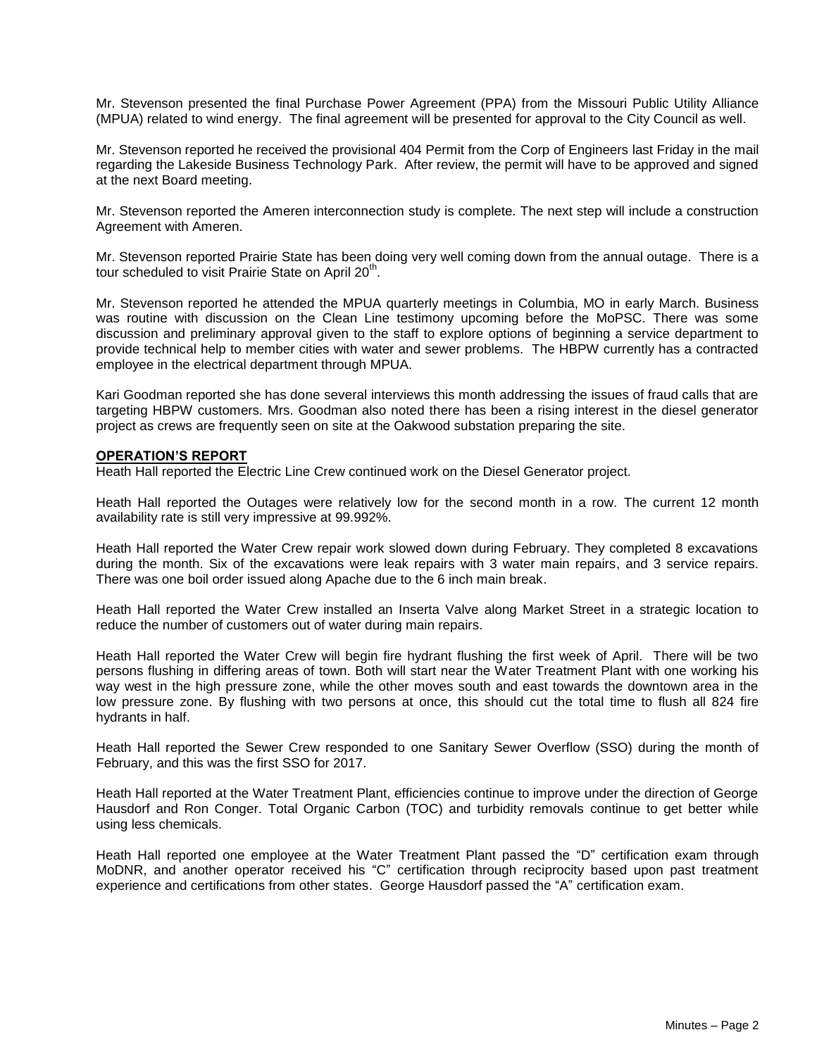Mr. Stevenson presented the final Purchase Power Agreement (PPA) from the Missouri Public Utility Alliance (MPUA) related to wind energy. The final agreement will be presented for approval to the City Council as well.

Mr. Stevenson reported he received the provisional 404 Permit from the Corp of Engineers last Friday in the mail regarding the Lakeside Business Technology Park. After review, the permit will have to be approved and signed at the next Board meeting.

Mr. Stevenson reported the Ameren interconnection study is complete. The next step will include a construction Agreement with Ameren.

Mr. Stevenson reported Prairie State has been doing very well coming down from the annual outage. There is a tour scheduled to visit Prairie State on April 20th.

Mr. Stevenson reported he attended the MPUA quarterly meetings in Columbia, MO in early March. Business was routine with discussion on the Clean Line testimony upcoming before the MoPSC. There was some discussion and preliminary approval given to the staff to explore options of beginning a service department to provide technical help to member cities with water and sewer problems. The HBPW currently has a contracted employee in the electrical department through MPUA.

Kari Goodman reported she has done several interviews this month addressing the issues of fraud calls that are targeting HBPW customers. Mrs. Goodman also noted there has been a rising interest in the diesel generator project as crews are frequently seen on site at the Oakwood substation preparing the site.

**OPERATION'S REPORT**

Heath Hall reported the Electric Line Crew continued work on the Diesel Generator project.

Heath Hall reported the Outages were relatively low for the second month in a row. The current 12 month availability rate is still very impressive at 99.992%.

Heath Hall reported the Water Crew repair work slowed down during February. They completed 8 excavations during the month. Six of the excavations were leak repairs with 3 water main repairs, and 3 service repairs. There was one boil order issued along Apache due to the 6 inch main break.

Heath Hall reported the Water Crew installed an Inserta Valve along Market Street in a strategic location to reduce the number of customers out of water during main repairs.

Heath Hall reported the Water Crew will begin fire hydrant flushing the first week of April. There will be two persons flushing in differing areas of town. Both will start near the Water Treatment Plant with one working his way west in the high pressure zone, while the other moves south and east towards the downtown area in the low pressure zone. By flushing with two persons at once, this should cut the total time to flush all 824 fire hydrants in half.

Heath Hall reported the Sewer Crew responded to one Sanitary Sewer Overflow (SSO) during the month of February, and this was the first SSO for 2017.

Heath Hall reported at the Water Treatment Plant, efficiencies continue to improve under the direction of George Hausdorf and Ron Conger. Total Organic Carbon (TOC) and turbidity removals continue to get better while using less chemicals.

Heath Hall reported one employee at the Water Treatment Plant passed the "D" certification exam through MoDNR, and another operator received his "C" certification through reciprocity based upon past treatment experience and certifications from other states. George Hausdorf passed the "A" certification exam.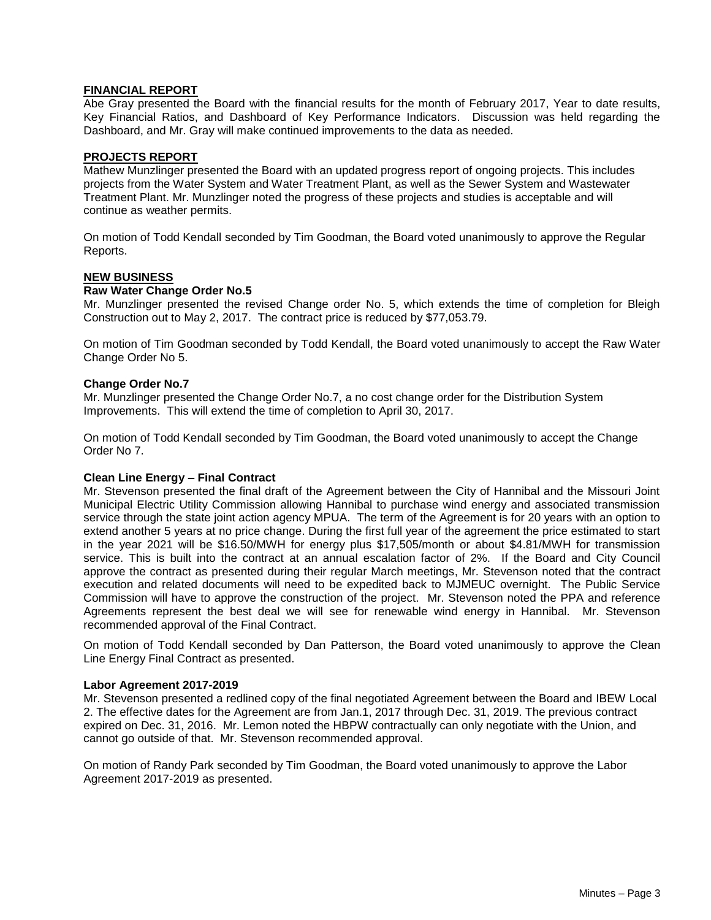## FINANCIAL REPORT

Abe Gray presented the Board with the financial results for the month of February 2017, Year to date results, Key Financial Ratios, and Dashboard of Key Performance Indicators. Discussion was held regarding the Dashboard, and Mr. Gray will make continued improvements to the data as needed.

## PROJECTS REPORT

Mathew Munzlinger presented the Board with an updated progress report of ongoing projects. This includes projects from the Water System and Water Treatment Plant, as well as the Sewer System and Wastewater Treatment Plant. Mr. Munzlinger noted the progress of these projects and studies is acceptable and will continue as weather permits.

On motion of Todd Kendall seconded by Tim Goodman, the Board voted unanimously to approve the Regular Reports.

## NEW BUSINESS

### Raw Water Change Order No.5

Mr. Munzlinger presented the revised Change order No. 5, which extends the time of completion for Bleigh Construction out to May 2, 2017. The contract price is reduced by $77,053.79.

On motion of Tim Goodman seconded by Todd Kendall, the Board voted unanimously to accept the Raw Water Change Order No 5.

### Change Order No.7

Mr. Munzlinger presented the Change Order No.7, a no cost change order for the Distribution System Improvements. This will extend the time of completion to April 30, 2017.

On motion of Todd Kendall seconded by Tim Goodman, the Board voted unanimously to accept the Change Order No 7.

### Clean Line Energy – Final Contract

Mr. Stevenson presented the final draft of the Agreement between the City of Hannibal and the Missouri Joint Municipal Electric Utility Commission allowing Hannibal to purchase wind energy and associated transmission service through the state joint action agency MPUA. The term of the Agreement is for 20 years with an option to extend another 5 years at no price change. During the first full year of the agreement the price estimated to start in the year 2021 will be $16.50/MWH for energy plus $17,505/month or about $4.81/MWH for transmission service. This is built into the contract at an annual escalation factor of 2%. If the Board and City Council approve the contract as presented during their regular March meetings, Mr. Stevenson noted that the contract execution and related documents will need to be expedited back to MJMEUC overnight. The Public Service Commission will have to approve the construction of the project. Mr. Stevenson noted the PPA and reference Agreements represent the best deal we will see for renewable wind energy in Hannibal. Mr. Stevenson recommended approval of the Final Contract.

On motion of Todd Kendall seconded by Dan Patterson, the Board voted unanimously to approve the Clean Line Energy Final Contract as presented.

### Labor Agreement 2017-2019

Mr. Stevenson presented a redlined copy of the final negotiated Agreement between the Board and IBEW Local 2. The effective dates for the Agreement are from Jan.1, 2017 through Dec. 31, 2019. The previous contract expired on Dec. 31, 2016. Mr. Lemon noted the HBPW contractually can only negotiate with the Union, and cannot go outside of that. Mr. Stevenson recommended approval.

On motion of Randy Park seconded by Tim Goodman, the Board voted unanimously to approve the Labor Agreement 2017-2019 as presented.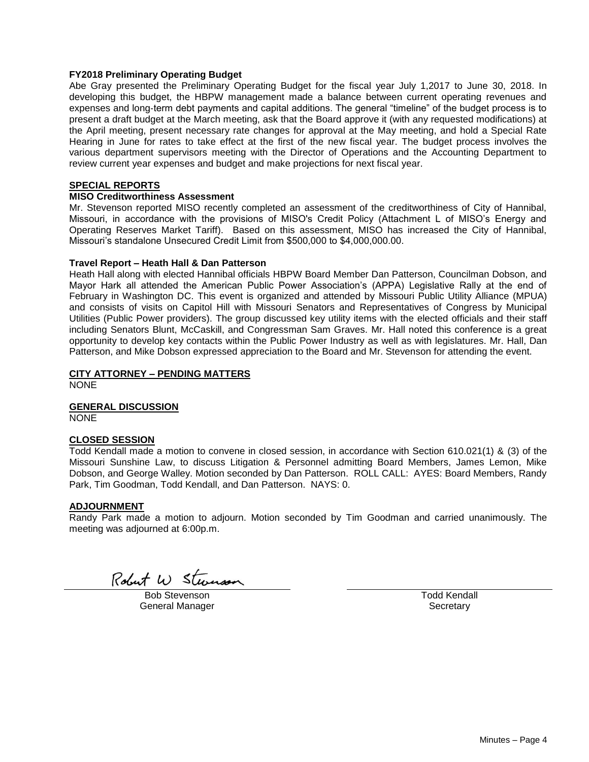**FY2018 Preliminary Operating Budget**

Abe Gray presented the Preliminary Operating Budget for the fiscal year July 1,2017 to June 30, 2018. In developing this budget, the HBPW management made a balance between current operating revenues and expenses and long-term debt payments and capital additions. The general "timeline" of the budget process is to present a draft budget at the March meeting, ask that the Board approve it (with any requested modifications) at the April meeting, present necessary rate changes for approval at the May meeting, and hold a Special Rate Hearing in June for rates to take effect at the first of the new fiscal year. The budget process involves the various department supervisors meeting with the Director of Operations and the Accounting Department to review current year expenses and budget and make projections for next fiscal year.

## SPECIAL REPORTS

**MISO Creditworthiness Assessment**

Mr. Stevenson reported MISO recently completed an assessment of the creditworthiness of City of Hannibal, Missouri, in accordance with the provisions of MISO's Credit Policy (Attachment L of MISO's Energy and Operating Reserves Market Tariff). Based on this assessment, MISO has increased the City of Hannibal, Missouri's standalone Unsecured Credit Limit from $500,000 to $4,000,000.00.

**Travel Report – Heath Hall & Dan Patterson**

Heath Hall along with elected Hannibal officials HBPW Board Member Dan Patterson, Councilman Dobson, and Mayor Hark all attended the American Public Power Association's (APPA) Legislative Rally at the end of February in Washington DC. This event is organized and attended by Missouri Public Utility Alliance (MPUA) and consists of visits on Capitol Hill with Missouri Senators and Representatives of Congress by Municipal Utilities (Public Power providers). The group discussed key utility items with the elected officials and their staff including Senators Blunt, McCaskill, and Congressman Sam Graves. Mr. Hall noted this conference is a great opportunity to develop key contacts within the Public Power Industry as well as with legislatures. Mr. Hall, Dan Patterson, and Mike Dobson expressed appreciation to the Board and Mr. Stevenson for attending the event.

## CITY ATTORNEY – PENDING MATTERS

NONE

## GENERAL DISCUSSION

NONE

## CLOSED SESSION

Todd Kendall made a motion to convene in closed session, in accordance with Section 610.021(1) & (3) of the Missouri Sunshine Law, to discuss Litigation & Personnel admitting Board Members, James Lemon, Mike Dobson, and George Walley. Motion seconded by Dan Patterson. ROLL CALL: AYES: Board Members, Randy Park, Tim Goodman, Todd Kendall, and Dan Patterson. NAYS: 0.

## ADJOURNMENT

Randy Park made a motion to adjourn. Motion seconded by Tim Goodman and carried unanimously. The meeting was adjourned at 6:00p.m.

Robert W Stevenson

Bob Stevenson
General Manager

Todd Kendall
Secretary